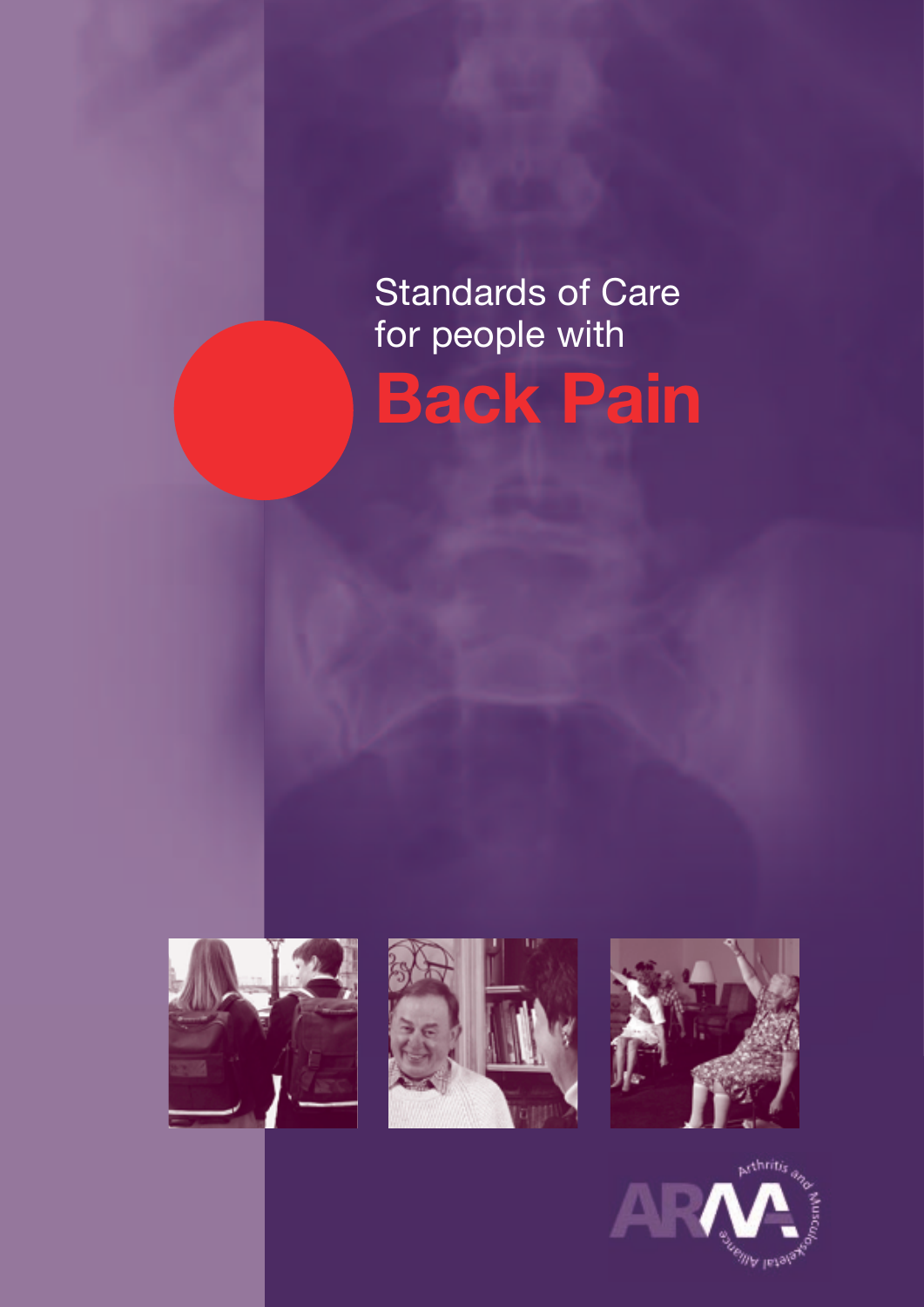Standards of Care for people with

# Back Pain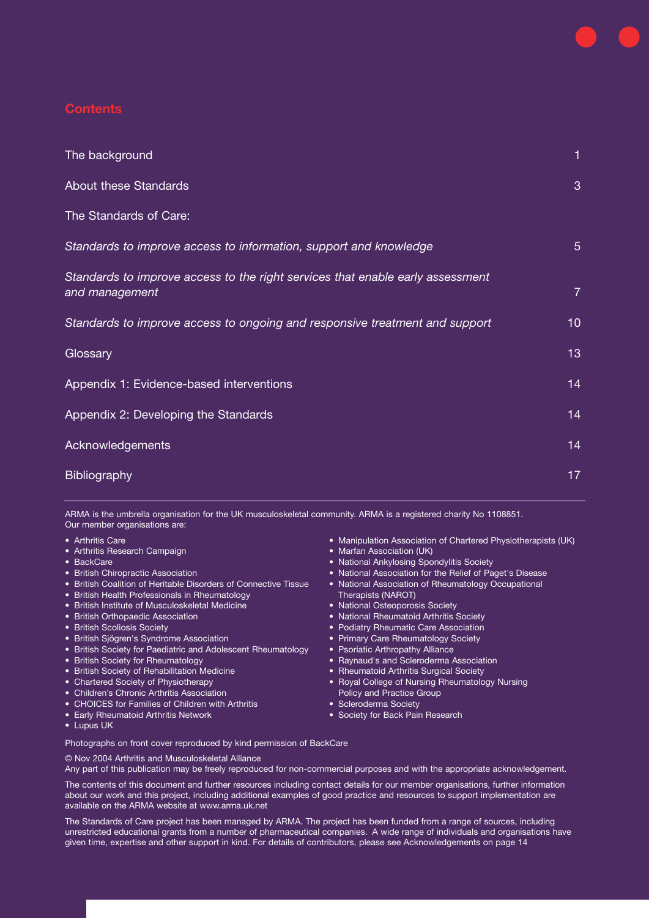## Contents

| | |
|---|---|
| The background | 1 |
| About these Standards | 3 |
| The Standards of Care: | |
| *Standards to improve access to information, support and knowledge* | 5 |
| *Standards to improve access to the right services that enable early assessment and management* | 7 |
| *Standards to improve access to ongoing and responsive treatment and support* | 10 |
| Glossary | 13 |
| Appendix 1: Evidence-based interventions | 14 |
| Appendix 2: Developing the Standards | 14 |
| Acknowledgements | 14 |
| Bibliography | 17 |

ARMA is the umbrella organisation for the UK musculoskeletal community. ARMA is a registered charity No 1108851.
Our member organisations are:

- Arthritis Care
- Arthritis Research Campaign
- BackCare
- British Chiropractic Association
- British Coalition of Heritable Disorders of Connective Tissue
- British Health Professionals in Rheumatology
- British Institute of Musculoskeletal Medicine
- British Orthopaedic Association
- British Scoliosis Society
- British Sjögren's Syndrome Association
- British Society for Paediatric and Adolescent Rheumatology
- British Society for Rheumatology
- British Society of Rehabilitation Medicine
- Chartered Society of Physiotherapy
- Children's Chronic Arthritis Association
- CHOICES for Families of Children with Arthritis
- Early Rheumatoid Arthritis Network
- Lupus UK
- Manipulation Association of Chartered Physiotherapists (UK)
- Marfan Association (UK)
- National Ankylosing Spondylitis Society
- National Association for the Relief of Paget's Disease
- National Association of Rheumatology Occupational Therapists (NAROT)
- National Osteoporosis Society
- National Rheumatoid Arthritis Society
- Podiatry Rheumatic Care Association
- Primary Care Rheumatology Society
- Psoriatic Arthropathy Alliance
- Raynaud's and Scleroderma Association
- Rheumatoid Arthritis Surgical Society
- Royal College of Nursing Rheumatology Nursing Policy and Practice Group
- Scleroderma Society
- Society for Back Pain Research

Photographs on front cover reproduced by kind permission of BackCare

© Nov 2004 Arthritis and Musculoskeletal Alliance
Any part of this publication may be freely reproduced for non-commercial purposes and with the appropriate acknowledgement.

The contents of this document and further resources including contact details for our member organisations, further information about our work and this project, including additional examples of good practice and resources to support implementation are available on the ARMA website at www.arma.uk.net

The Standards of Care project has been managed by ARMA. The project has been funded from a range of sources, including unrestricted educational grants from a number of pharmaceutical companies. A wide range of individuals and organisations have given time, expertise and other support in kind. For details of contributors, please see Acknowledgements on page 14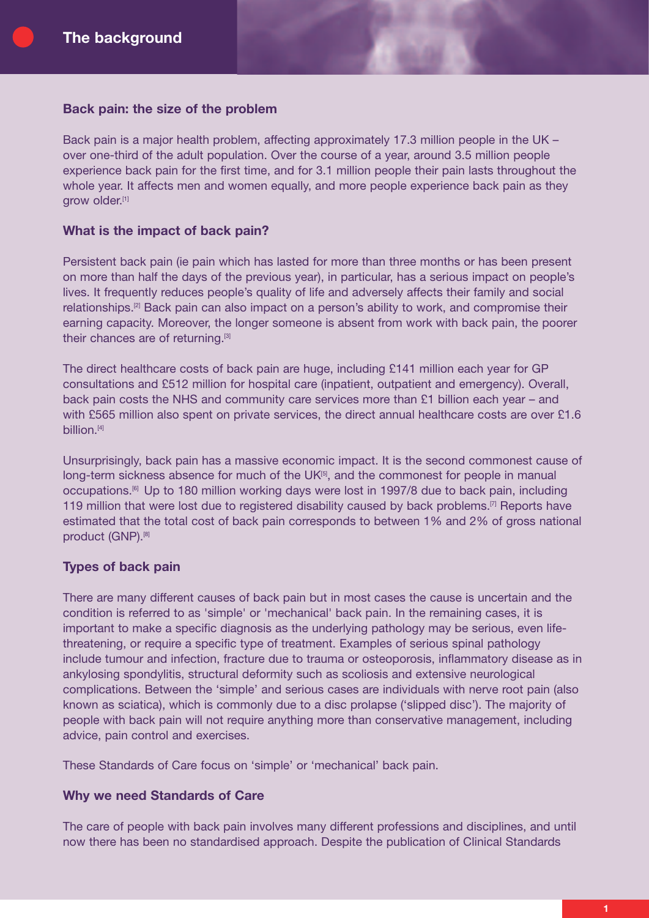# The background

## Back pain: the size of the problem

Back pain is a major health problem, affecting approximately 17.3 million people in the UK – over one-third of the adult population. Over the course of a year, around 3.5 million people experience back pain for the first time, and for 3.1 million people their pain lasts throughout the whole year. It affects men and women equally, and more people experience back pain as they grow older.[1]

## What is the impact of back pain?

Persistent back pain (ie pain which has lasted for more than three months or has been present on more than half the days of the previous year), in particular, has a serious impact on people's lives. It frequently reduces people's quality of life and adversely affects their family and social relationships.[2] Back pain can also impact on a person's ability to work, and compromise their earning capacity. Moreover, the longer someone is absent from work with back pain, the poorer their chances are of returning.[3]

The direct healthcare costs of back pain are huge, including £141 million each year for GP consultations and £512 million for hospital care (inpatient, outpatient and emergency). Overall, back pain costs the NHS and community care services more than £1 billion each year – and with £565 million also spent on private services, the direct annual healthcare costs are over £1.6 billion.[4]

Unsurprisingly, back pain has a massive economic impact. It is the second commonest cause of long-term sickness absence for much of the UK[5], and the commonest for people in manual occupations.[6] Up to 180 million working days were lost in 1997/8 due to back pain, including 119 million that were lost due to registered disability caused by back problems.[7] Reports have estimated that the total cost of back pain corresponds to between 1% and 2% of gross national product (GNP).[8]

## Types of back pain

There are many different causes of back pain but in most cases the cause is uncertain and the condition is referred to as 'simple' or 'mechanical' back pain. In the remaining cases, it is important to make a specific diagnosis as the underlying pathology may be serious, even life-threatening, or require a specific type of treatment. Examples of serious spinal pathology include tumour and infection, fracture due to trauma or osteoporosis, inflammatory disease as in ankylosing spondylitis, structural deformity such as scoliosis and extensive neurological complications. Between the 'simple' and serious cases are individuals with nerve root pain (also known as sciatica), which is commonly due to a disc prolapse ('slipped disc'). The majority of people with back pain will not require anything more than conservative management, including advice, pain control and exercises.

These Standards of Care focus on 'simple' or 'mechanical' back pain.

## Why we need Standards of Care

The care of people with back pain involves many different professions and disciplines, and until now there has been no standardised approach. Despite the publication of Clinical Standards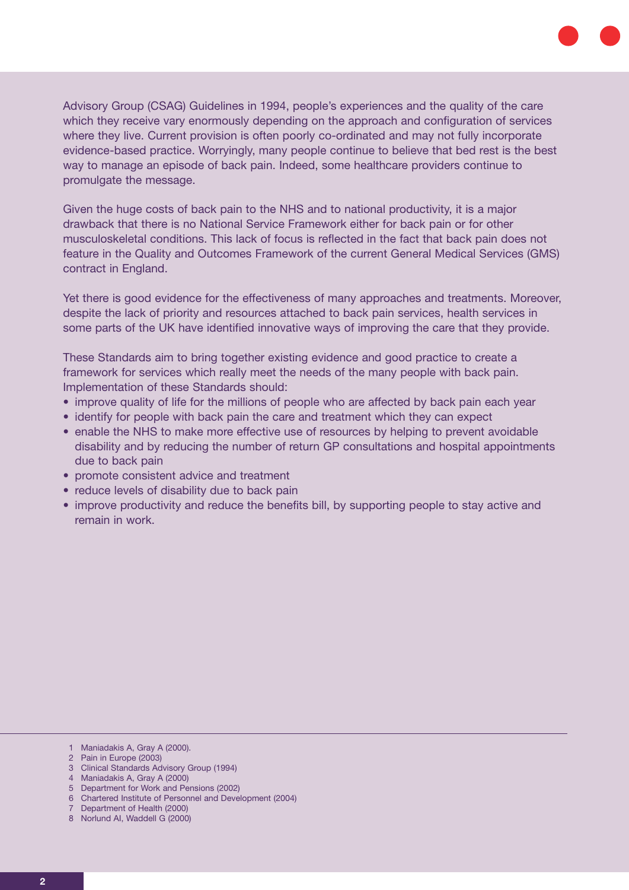Advisory Group (CSAG) Guidelines in 1994, people's experiences and the quality of the care which they receive vary enormously depending on the approach and configuration of services where they live. Current provision is often poorly co-ordinated and may not fully incorporate evidence-based practice. Worryingly, many people continue to believe that bed rest is the best way to manage an episode of back pain. Indeed, some healthcare providers continue to promulgate the message.

Given the huge costs of back pain to the NHS and to national productivity, it is a major drawback that there is no National Service Framework either for back pain or for other musculoskeletal conditions. This lack of focus is reflected in the fact that back pain does not feature in the Quality and Outcomes Framework of the current General Medical Services (GMS) contract in England.

Yet there is good evidence for the effectiveness of many approaches and treatments. Moreover, despite the lack of priority and resources attached to back pain services, health services in some parts of the UK have identified innovative ways of improving the care that they provide.

These Standards aim to bring together existing evidence and good practice to create a framework for services which really meet the needs of the many people with back pain. Implementation of these Standards should:

- improve quality of life for the millions of people who are affected by back pain each year
- identify for people with back pain the care and treatment which they can expect
- enable the NHS to make more effective use of resources by helping to prevent avoidable disability and by reducing the number of return GP consultations and hospital appointments due to back pain
- promote consistent advice and treatment
- reduce levels of disability due to back pain
- improve productivity and reduce the benefits bill, by supporting people to stay active and remain in work.

---

1 Maniadakis A, Gray A (2000).
2 Pain in Europe (2003)
3 Clinical Standards Advisory Group (1994)
4 Maniadakis A, Gray A (2000)
5 Department for Work and Pensions (2002)
6 Chartered Institute of Personnel and Development (2004)
7 Department of Health (2000)
8 Norlund AI, Waddell G (2000)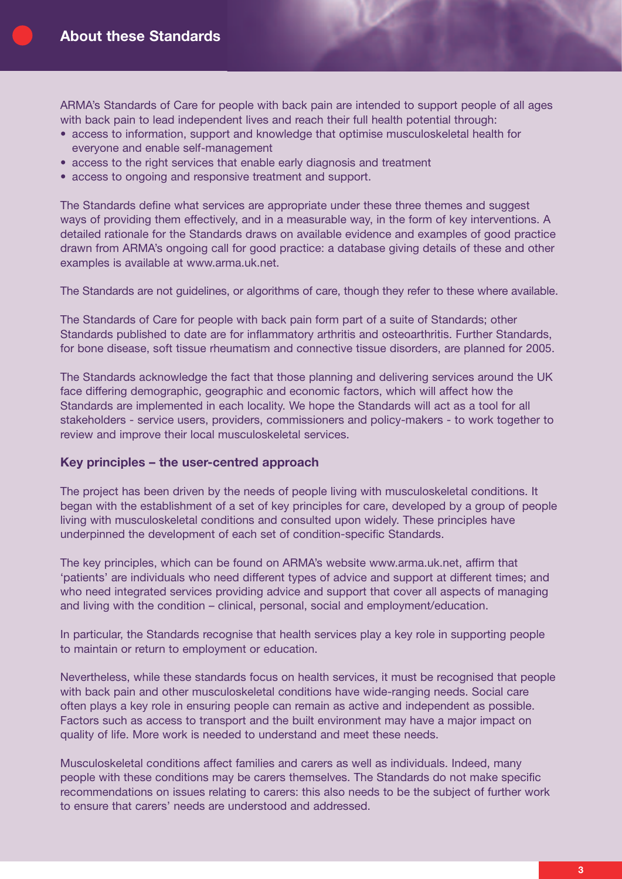## About these Standards

ARMA's Standards of Care for people with back pain are intended to support people of all ages with back pain to lead independent lives and reach their full health potential through:

- access to information, support and knowledge that optimise musculoskeletal health for everyone and enable self-management
- access to the right services that enable early diagnosis and treatment
- access to ongoing and responsive treatment and support.

The Standards define what services are appropriate under these three themes and suggest ways of providing them effectively, and in a measurable way, in the form of key interventions. A detailed rationale for the Standards draws on available evidence and examples of good practice drawn from ARMA's ongoing call for good practice: a database giving details of these and other examples is available at www.arma.uk.net.

The Standards are not guidelines, or algorithms of care, though they refer to these where available.

The Standards of Care for people with back pain form part of a suite of Standards; other Standards published to date are for inflammatory arthritis and osteoarthritis. Further Standards, for bone disease, soft tissue rheumatism and connective tissue disorders, are planned for 2005.

The Standards acknowledge the fact that those planning and delivering services around the UK face differing demographic, geographic and economic factors, which will affect how the Standards are implemented in each locality. We hope the Standards will act as a tool for all stakeholders - service users, providers, commissioners and policy-makers - to work together to review and improve their local musculoskeletal services.

### Key principles – the user-centred approach

The project has been driven by the needs of people living with musculoskeletal conditions. It began with the establishment of a set of key principles for care, developed by a group of people living with musculoskeletal conditions and consulted upon widely. These principles have underpinned the development of each set of condition-specific Standards.

The key principles, which can be found on ARMA's website www.arma.uk.net, affirm that 'patients' are individuals who need different types of advice and support at different times; and who need integrated services providing advice and support that cover all aspects of managing and living with the condition – clinical, personal, social and employment/education.

In particular, the Standards recognise that health services play a key role in supporting people to maintain or return to employment or education.

Nevertheless, while these standards focus on health services, it must be recognised that people with back pain and other musculoskeletal conditions have wide-ranging needs. Social care often plays a key role in ensuring people can remain as active and independent as possible. Factors such as access to transport and the built environment may have a major impact on quality of life. More work is needed to understand and meet these needs.

Musculoskeletal conditions affect families and carers as well as individuals. Indeed, many people with these conditions may be carers themselves. The Standards do not make specific recommendations on issues relating to carers: this also needs to be the subject of further work to ensure that carers' needs are understood and addressed.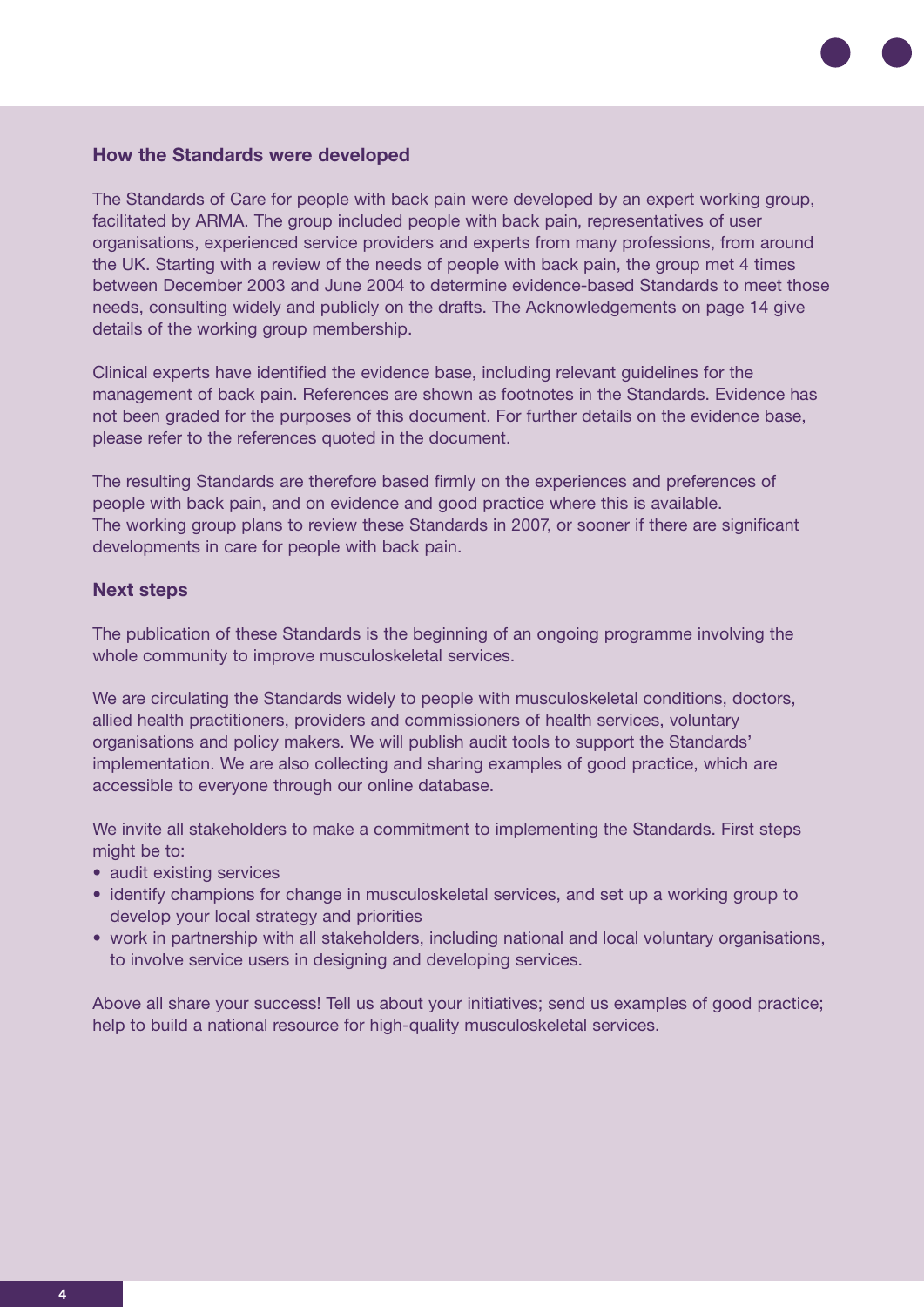## How the Standards were developed

The Standards of Care for people with back pain were developed by an expert working group, facilitated by ARMA. The group included people with back pain, representatives of user organisations, experienced service providers and experts from many professions, from around the UK. Starting with a review of the needs of people with back pain, the group met 4 times between December 2003 and June 2004 to determine evidence-based Standards to meet those needs, consulting widely and publicly on the drafts. The Acknowledgements on page 14 give details of the working group membership.

Clinical experts have identified the evidence base, including relevant guidelines for the management of back pain. References are shown as footnotes in the Standards. Evidence has not been graded for the purposes of this document. For further details on the evidence base, please refer to the references quoted in the document.

The resulting Standards are therefore based firmly on the experiences and preferences of people with back pain, and on evidence and good practice where this is available. The working group plans to review these Standards in 2007, or sooner if there are significant developments in care for people with back pain.

## Next steps

The publication of these Standards is the beginning of an ongoing programme involving the whole community to improve musculoskeletal services.

We are circulating the Standards widely to people with musculoskeletal conditions, doctors, allied health practitioners, providers and commissioners of health services, voluntary organisations and policy makers. We will publish audit tools to support the Standards' implementation. We are also collecting and sharing examples of good practice, which are accessible to everyone through our online database.

We invite all stakeholders to make a commitment to implementing the Standards. First steps might be to:

- audit existing services
- identify champions for change in musculoskeletal services, and set up a working group to develop your local strategy and priorities
- work in partnership with all stakeholders, including national and local voluntary organisations, to involve service users in designing and developing services.

Above all share your success! Tell us about your initiatives; send us examples of good practice; help to build a national resource for high-quality musculoskeletal services.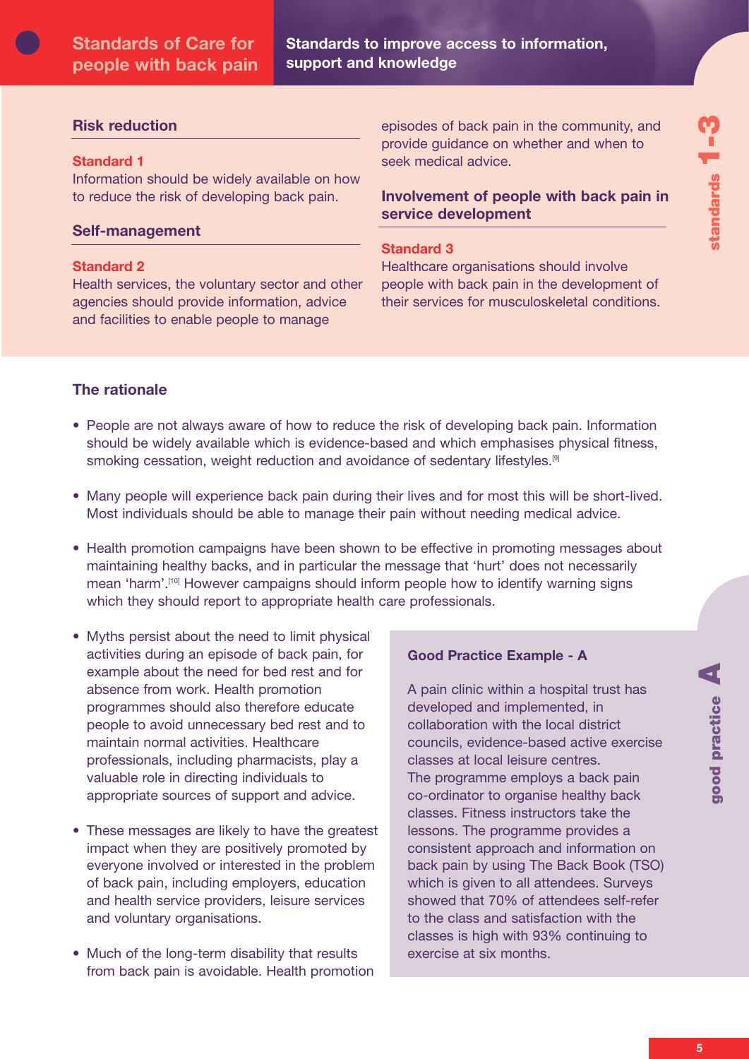## Standards to improve access to information, support and knowledge

### Risk reduction

**Standard 1**
Information should be widely available on how to reduce the risk of developing back pain.

### Self-management

**Standard 2**
Health services, the voluntary sector and other agencies should provide information, advice and facilities to enable people to manage episodes of back pain in the community, and provide guidance on whether and when to seek medical advice.

### Involvement of people with back pain in service development

**Standard 3**
Healthcare organisations should involve people with back pain in the development of their services for musculoskeletal conditions.

### The rationale

- People are not always aware of how to reduce the risk of developing back pain. Information should be widely available which is evidence-based and which emphasises physical fitness, smoking cessation, weight reduction and avoidance of sedentary lifestyles.[9]
- Many people will experience back pain during their lives and for most this will be short-lived. Most individuals should be able to manage their pain without needing medical advice.
- Health promotion campaigns have been shown to be effective in promoting messages about maintaining healthy backs, and in particular the message that 'hurt' does not necessarily mean 'harm'.[10] However campaigns should inform people how to identify warning signs which they should report to appropriate health care professionals.
- Myths persist about the need to limit physical activities during an episode of back pain, for example about the need for bed rest and for absence from work. Health promotion programmes should also therefore educate people to avoid unnecessary bed rest and to maintain normal activities. Healthcare professionals, including pharmacists, play a valuable role in directing individuals to appropriate sources of support and advice.
- These messages are likely to have the greatest impact when they are positively promoted by everyone involved or interested in the problem of back pain, including employers, education and health service providers, leisure services and voluntary organisations.
- Much of the long-term disability that results from back pain is avoidable. Health promotion

**Good Practice Example - A**

A pain clinic within a hospital trust has developed and implemented, in collaboration with the local district councils, evidence-based active exercise classes at local leisure centres. The programme employs a back pain co-ordinator to organise healthy back classes. Fitness instructors take the lessons. The programme provides a consistent approach and information on back pain by using The Back Book (TSO) which is given to all attendees. Surveys showed that 70% of attendees self-refer to the class and satisfaction with the classes is high with 93% continuing to exercise at six months.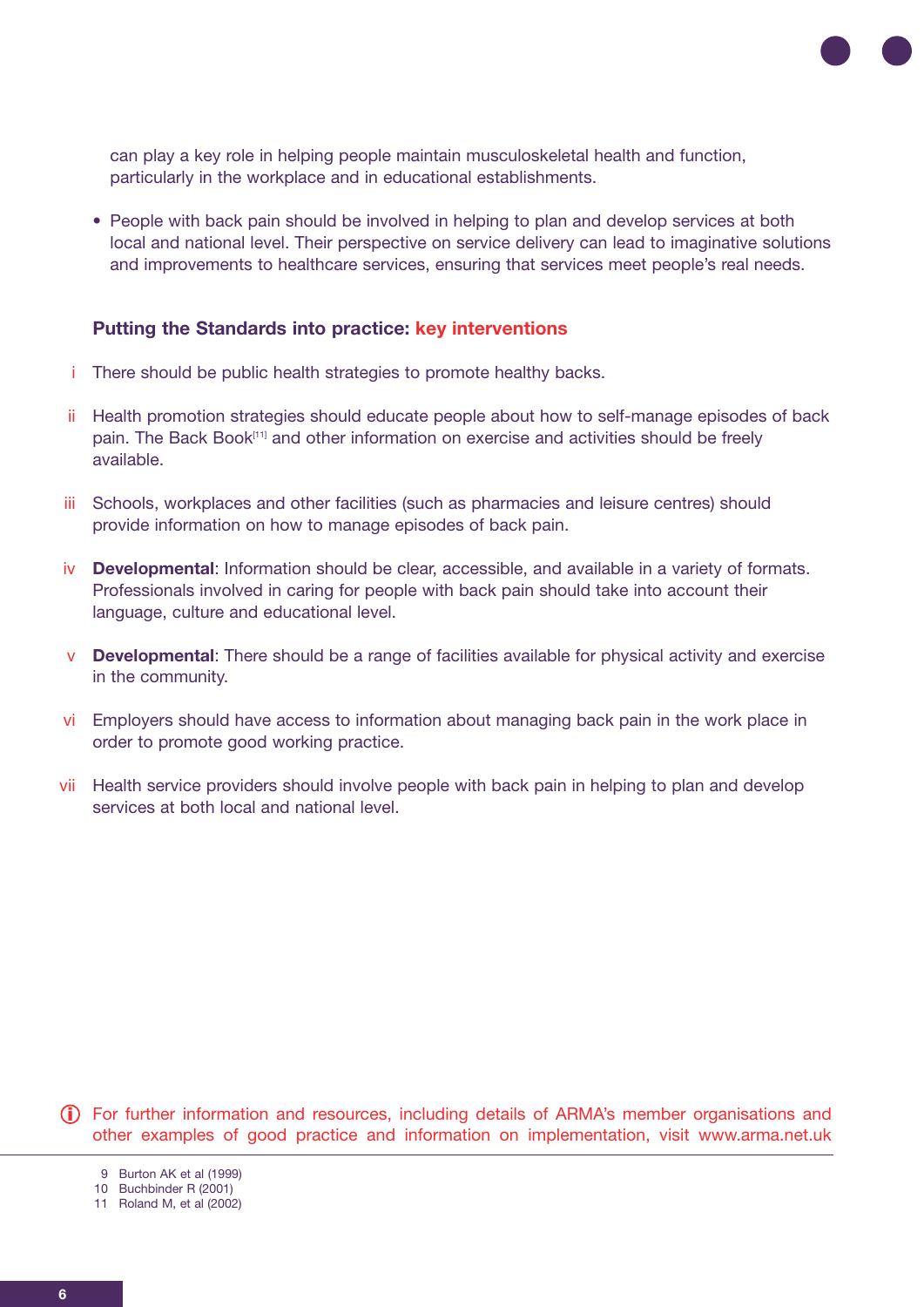can play a key role in helping people maintain musculoskeletal health and function, particularly in the workplace and in educational establishments.

- People with back pain should be involved in helping to plan and develop services at both local and national level. Their perspective on service delivery can lead to imaginative solutions and improvements to healthcare services, ensuring that services meet people's real needs.

### Putting the Standards into practice: key interventions

i There should be public health strategies to promote healthy backs.

ii Health promotion strategies should educate people about how to self-manage episodes of back pain. The Back Book[11] and other information on exercise and activities should be freely available.

iii Schools, workplaces and other facilities (such as pharmacies and leisure centres) should provide information on how to manage episodes of back pain.

iv **Developmental**: Information should be clear, accessible, and available in a variety of formats. Professionals involved in caring for people with back pain should take into account their language, culture and educational level.

v **Developmental**: There should be a range of facilities available for physical activity and exercise in the community.

vi Employers should have access to information about managing back pain in the work place in order to promote good working practice.

vii Health service providers should involve people with back pain in helping to plan and develop services at both local and national level.

For further information and resources, including details of ARMA's member organisations and other examples of good practice and information on implementation, visit www.arma.net.uk

9 Burton AK et al (1999)
10 Buchbinder R (2001)
11 Roland M, et al (2002)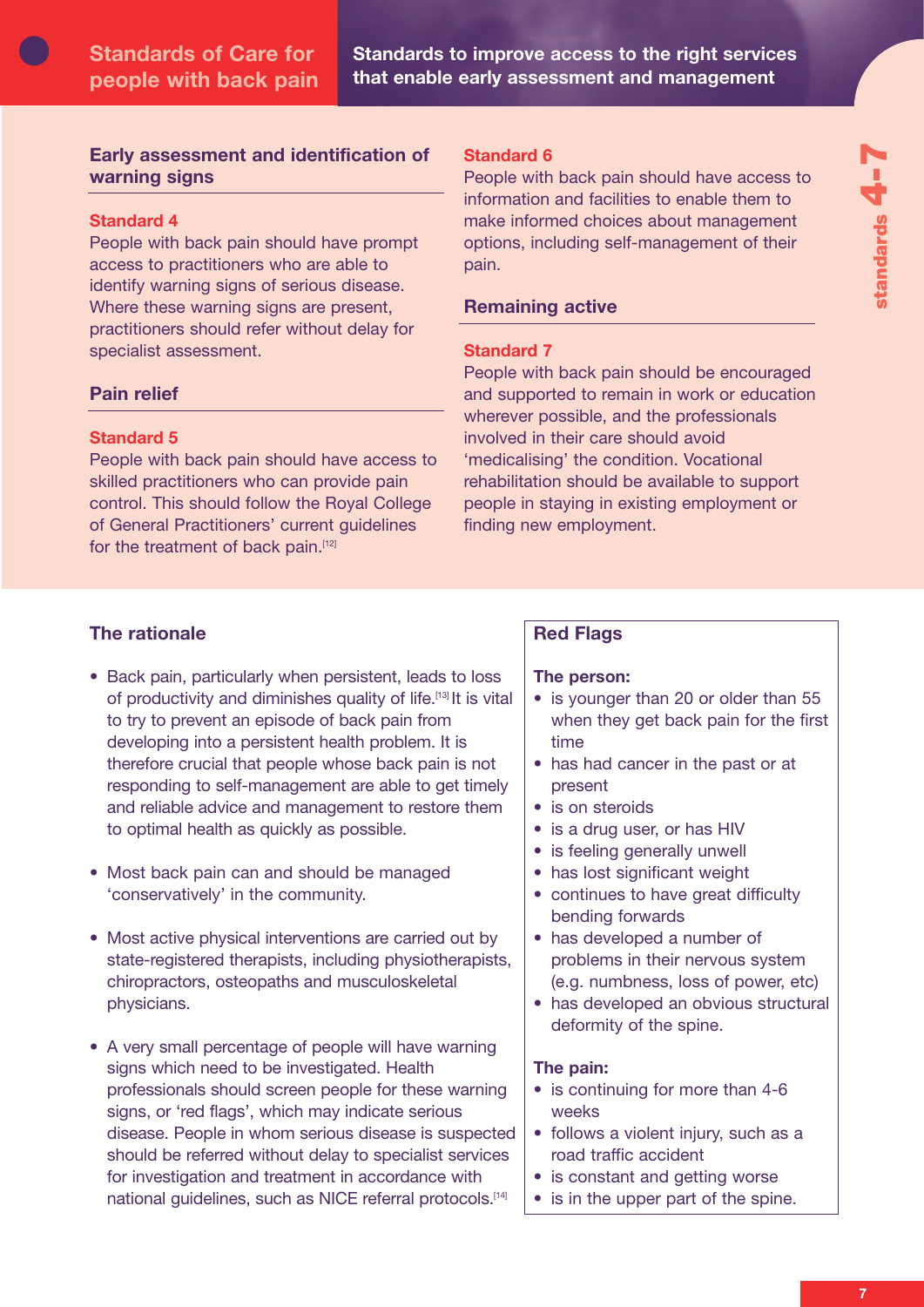# Standards of Care for people with back pain

## Standards to improve access to the right services that enable early assessment and management

### Early assessment and identification of warning signs

**Standard 4**

People with back pain should have prompt access to practitioners who are able to identify warning signs of serious disease. Where these warning signs are present, practitioners should refer without delay for specialist assessment.

### Pain relief

**Standard 5**

People with back pain should have access to skilled practitioners who can provide pain control. This should follow the Royal College of General Practitioners' current guidelines for the treatment of back pain.[12]

**Standard 6**

People with back pain should have access to information and facilities to enable them to make informed choices about management options, including self-management of their pain.

### Remaining active

**Standard 7**

People with back pain should be encouraged and supported to remain in work or education wherever possible, and the professionals involved in their care should avoid 'medicalising' the condition. Vocational rehabilitation should be available to support people in staying in existing employment or finding new employment.

standards 4-7

### The rationale

- Back pain, particularly when persistent, leads to loss of productivity and diminishes quality of life.[13] It is vital to try to prevent an episode of back pain from developing into a persistent health problem. It is therefore crucial that people whose back pain is not responding to self-management are able to get timely and reliable advice and management to restore them to optimal health as quickly as possible.
- Most back pain can and should be managed 'conservatively' in the community.
- Most active physical interventions are carried out by state-registered therapists, including physiotherapists, chiropractors, osteopaths and musculoskeletal physicians.
- A very small percentage of people will have warning signs which need to be investigated. Health professionals should screen people for these warning signs, or 'red flags', which may indicate serious disease. People in whom serious disease is suspected should be referred without delay to specialist services for investigation and treatment in accordance with national guidelines, such as NICE referral protocols.[14]

### Red Flags

**The person:**

- is younger than 20 or older than 55 when they get back pain for the first time
- has had cancer in the past or at present
- is on steroids
- is a drug user, or has HIV
- is feeling generally unwell
- has lost significant weight
- continues to have great difficulty bending forwards
- has developed a number of problems in their nervous system (e.g. numbness, loss of power, etc)
- has developed an obvious structural deformity of the spine.

**The pain:**

- is continuing for more than 4-6 weeks
- follows a violent injury, such as a road traffic accident
- is constant and getting worse
- is in the upper part of the spine.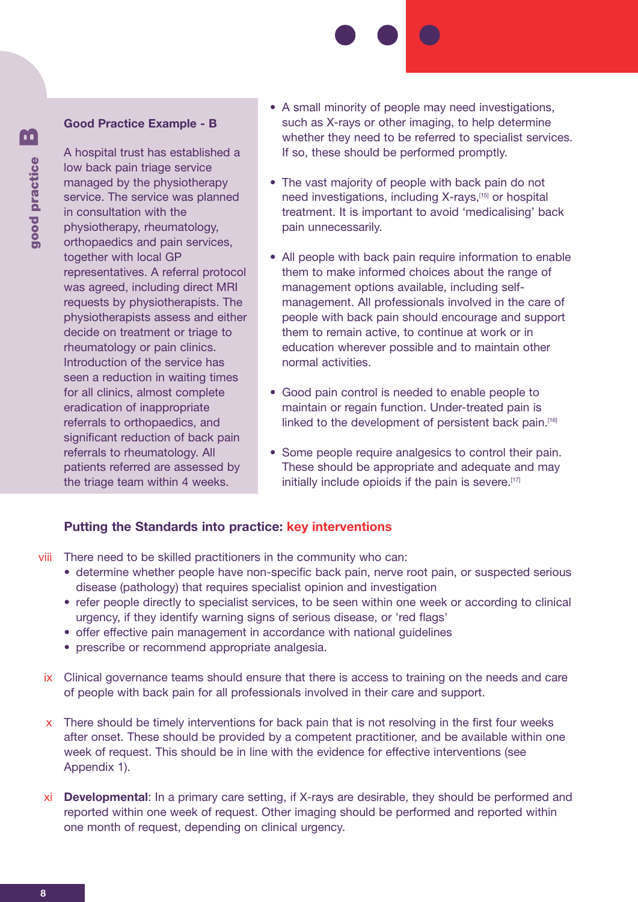### Good Practice Example - B

A hospital trust has established a low back pain triage service managed by the physiotherapy service. The service was planned in consultation with the physiotherapy, rheumatology, orthopaedics and pain services, together with local GP representatives. A referral protocol was agreed, including direct MRI requests by physiotherapists. The physiotherapists assess and either decide on treatment or triage to rheumatology or pain clinics. Introduction of the service has seen a reduction in waiting times for all clinics, almost complete eradication of inappropriate referrals to orthopaedics, and significant reduction of back pain referrals to rheumatology. All patients referred are assessed by the triage team within 4 weeks.

- A small minority of people may need investigations, such as X-rays or other imaging, to help determine whether they need to be referred to specialist services. If so, these should be performed promptly.
- The vast majority of people with back pain do not need investigations, including X-rays,[15] or hospital treatment. It is important to avoid 'medicalising' back pain unnecessarily.
- All people with back pain require information to enable them to make informed choices about the range of management options available, including self-management. All professionals involved in the care of people with back pain should encourage and support them to remain active, to continue at work or in education wherever possible and to maintain other normal activities.
- Good pain control is needed to enable people to maintain or regain function. Under-treated pain is linked to the development of persistent back pain.[16]
- Some people require analgesics to control their pain. These should be appropriate and adequate and may initially include opioids if the pain is severe.[17]

### Putting the Standards into practice: key interventions

viii There need to be skilled practitioners in the community who can:

- determine whether people have non-specific back pain, nerve root pain, or suspected serious disease (pathology) that requires specialist opinion and investigation
- refer people directly to specialist services, to be seen within one week or according to clinical urgency, if they identify warning signs of serious disease, or 'red flags'
- offer effective pain management in accordance with national guidelines
- prescribe or recommend appropriate analgesia.

ix Clinical governance teams should ensure that there is access to training on the needs and care of people with back pain for all professionals involved in their care and support.

x There should be timely interventions for back pain that is not resolving in the first four weeks after onset. These should be provided by a competent practitioner, and be available within one week of request. This should be in line with the evidence for effective interventions (see Appendix 1).

xi **Developmental**: In a primary care setting, if X-rays are desirable, they should be performed and reported within one week of request. Other imaging should be performed and reported within one month of request, depending on clinical urgency.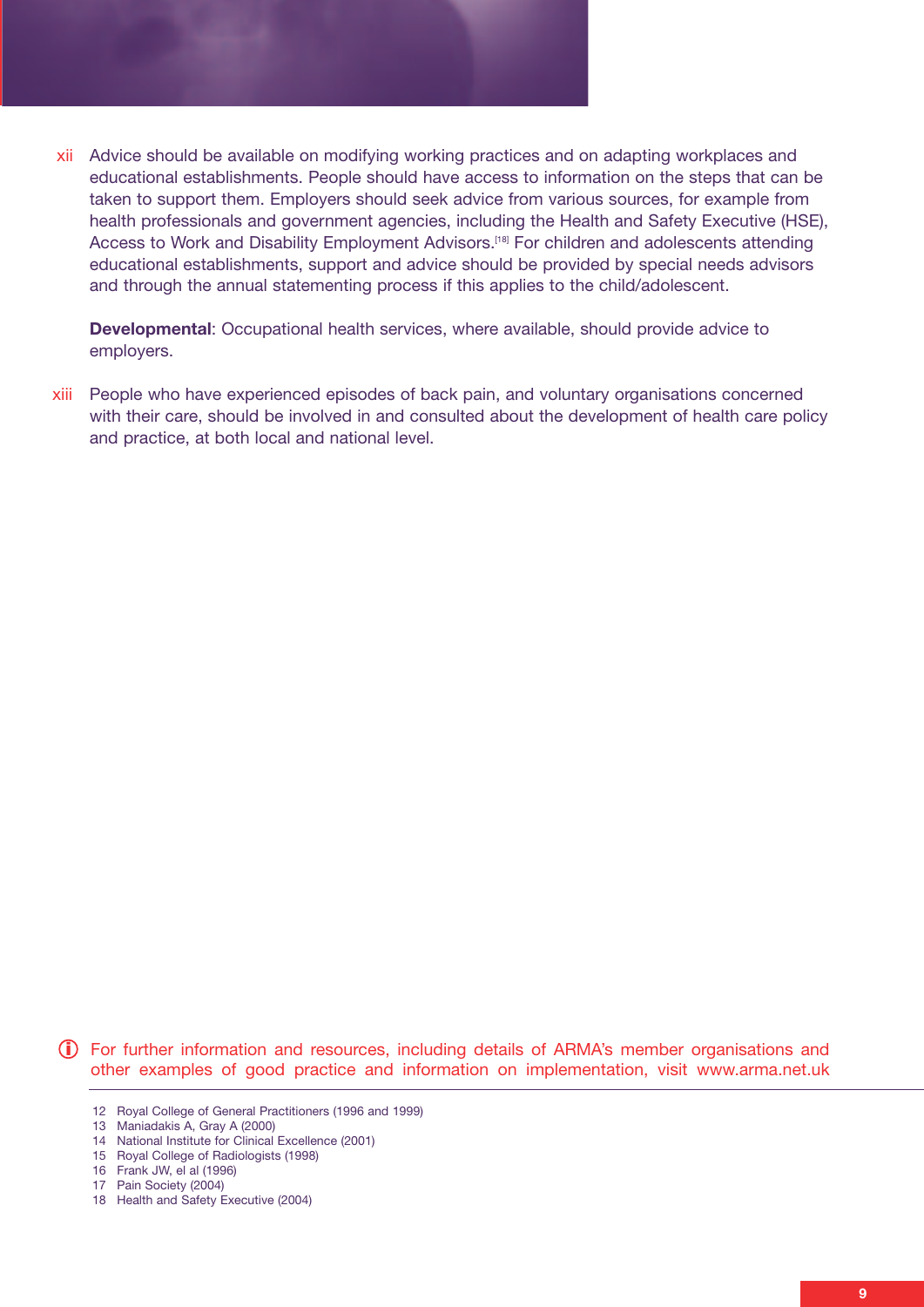xii Advice should be available on modifying working practices and on adapting workplaces and educational establishments. People should have access to information on the steps that can be taken to support them. Employers should seek advice from various sources, for example from health professionals and government agencies, including the Health and Safety Executive (HSE), Access to Work and Disability Employment Advisors.[18] For children and adolescents attending educational establishments, support and advice should be provided by special needs advisors and through the annual statementing process if this applies to the child/adolescent.

**Developmental**: Occupational health services, where available, should provide advice to employers.

xiii People who have experienced episodes of back pain, and voluntary organisations concerned with their care, should be involved in and consulted about the development of health care policy and practice, at both local and national level.

For further information and resources, including details of ARMA's member organisations and other examples of good practice and information on implementation, visit www.arma.net.uk

---

12 Royal College of General Practitioners (1996 and 1999)
13 Maniadakis A, Gray A (2000)
14 National Institute for Clinical Excellence (2001)
15 Royal College of Radiologists (1998)
16 Frank JW, el al (1996)
17 Pain Society (2004)
18 Health and Safety Executive (2004)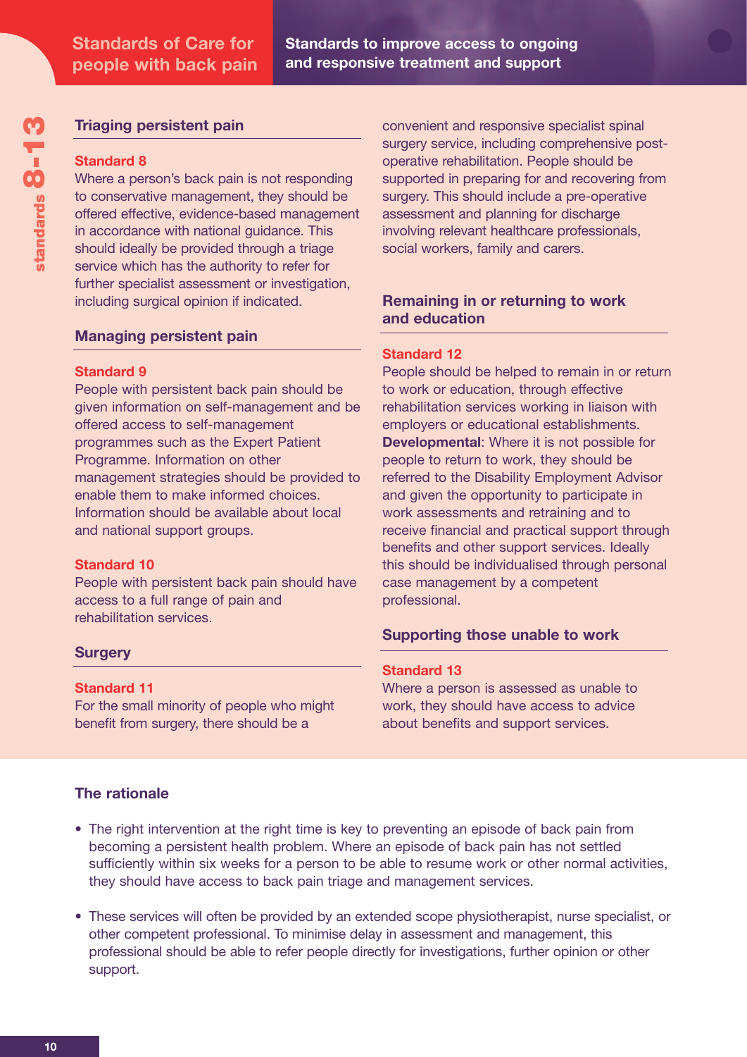## Standards to improve access to ongoing and responsive treatment and support

### Triaging persistent pain

**Standard 8**

Where a person's back pain is not responding to conservative management, they should be offered effective, evidence-based management in accordance with national guidance. This should ideally be provided through a triage service which has the authority to refer for further specialist assessment or investigation, including surgical opinion if indicated.

### Managing persistent pain

**Standard 9**

People with persistent back pain should be given information on self-management and be offered access to self-management programmes such as the Expert Patient Programme. Information on other management strategies should be provided to enable them to make informed choices. Information should be available about local and national support groups.

**Standard 10**

People with persistent back pain should have access to a full range of pain and rehabilitation services.

### Surgery

**Standard 11**

For the small minority of people who might benefit from surgery, there should be a convenient and responsive specialist spinal surgery service, including comprehensive post-operative rehabilitation. People should be supported in preparing for and recovering from surgery. This should include a pre-operative assessment and planning for discharge involving relevant healthcare professionals, social workers, family and carers.

### Remaining in or returning to work and education

**Standard 12**

People should be helped to remain in or return to work or education, through effective rehabilitation services working in liaison with employers or educational establishments. **Developmental**: Where it is not possible for people to return to work, they should be referred to the Disability Employment Advisor and given the opportunity to participate in work assessments and retraining and to receive financial and practical support through benefits and other support services. Ideally this should be individualised through personal case management by a competent professional.

### Supporting those unable to work

**Standard 13**

Where a person is assessed as unable to work, they should have access to advice about benefits and support services.

### The rationale

- The right intervention at the right time is key to preventing an episode of back pain from becoming a persistent health problem. Where an episode of back pain has not settled sufficiently within six weeks for a person to be able to resume work or other normal activities, they should have access to back pain triage and management services.
- These services will often be provided by an extended scope physiotherapist, nurse specialist, or other competent professional. To minimise delay in assessment and management, this professional should be able to refer people directly for investigations, further opinion or other support.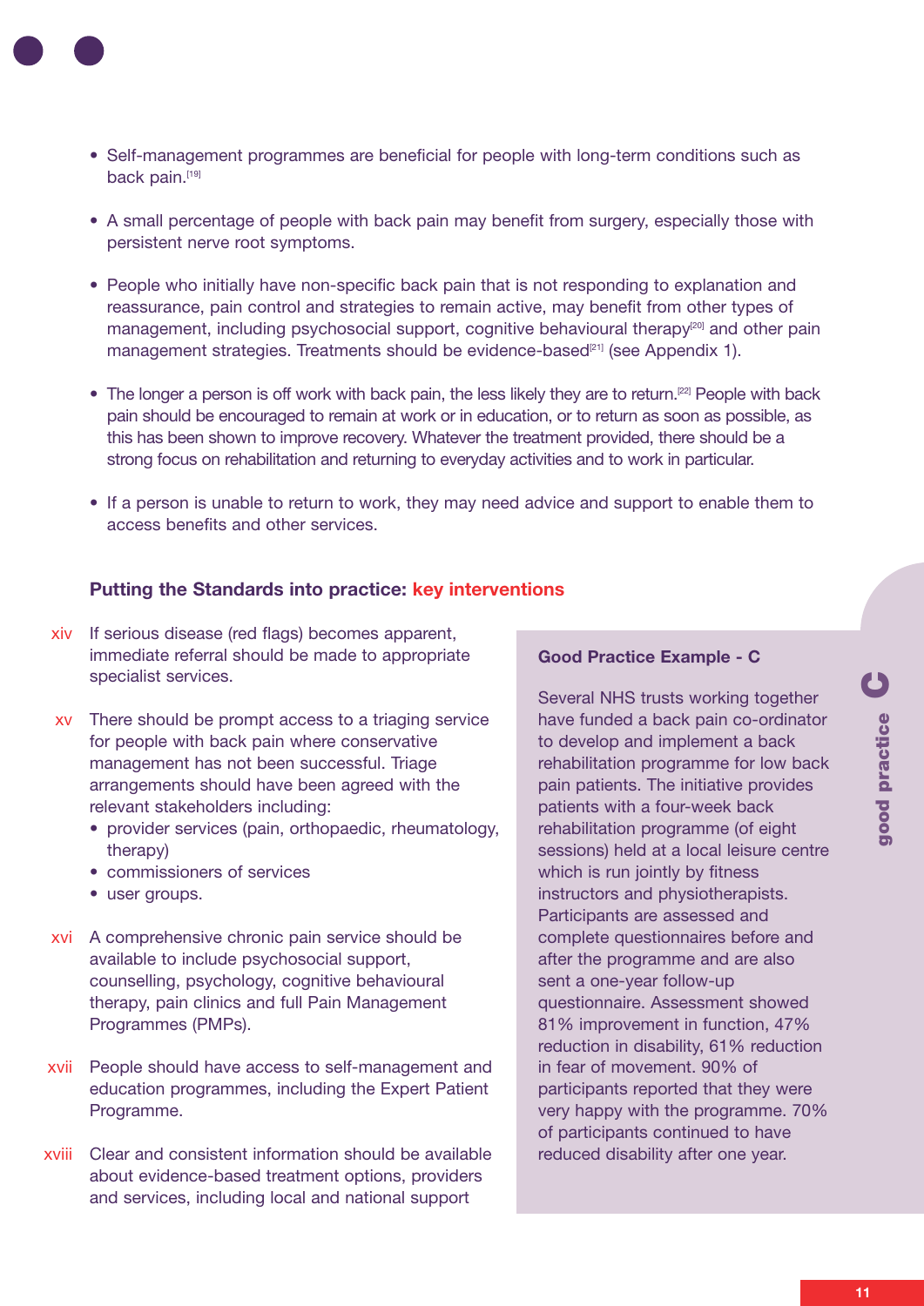- Self-management programmes are beneficial for people with long-term conditions such as back pain.[19]

- A small percentage of people with back pain may benefit from surgery, especially those with persistent nerve root symptoms.

- People who initially have non-specific back pain that is not responding to explanation and reassurance, pain control and strategies to remain active, may benefit from other types of management, including psychosocial support, cognitive behavioural therapy[20] and other pain management strategies. Treatments should be evidence-based[21] (see Appendix 1).

- The longer a person is off work with back pain, the less likely they are to return.[22] People with back pain should be encouraged to remain at work or in education, or to return as soon as possible, as this has been shown to improve recovery. Whatever the treatment provided, there should be a strong focus on rehabilitation and returning to everyday activities and to work in particular.

- If a person is unable to return to work, they may need advice and support to enable them to access benefits and other services.

### Putting the Standards into practice: key interventions

xiv If serious disease (red flags) becomes apparent, immediate referral should be made to appropriate specialist services.

xv There should be prompt access to a triaging service for people with back pain where conservative management has not been successful. Triage arrangements should have been agreed with the relevant stakeholders including:
- provider services (pain, orthopaedic, rheumatology, therapy)
- commissioners of services
- user groups.

xvi A comprehensive chronic pain service should be available to include psychosocial support, counselling, psychology, cognitive behavioural therapy, pain clinics and full Pain Management Programmes (PMPs).

xvii People should have access to self-management and education programmes, including the Expert Patient Programme.

xviii Clear and consistent information should be available about evidence-based treatment options, providers and services, including local and national support

**Good Practice Example - C**

Several NHS trusts working together have funded a back pain co-ordinator to develop and implement a back rehabilitation programme for low back pain patients. The initiative provides patients with a four-week back rehabilitation programme (of eight sessions) held at a local leisure centre which is run jointly by fitness instructors and physiotherapists. Participants are assessed and complete questionnaires before and after the programme and are also sent a one-year follow-up questionnaire. Assessment showed 81% improvement in function, 47% reduction in disability, 61% reduction in fear of movement. 90% of participants reported that they were very happy with the programme. 70% of participants continued to have reduced disability after one year.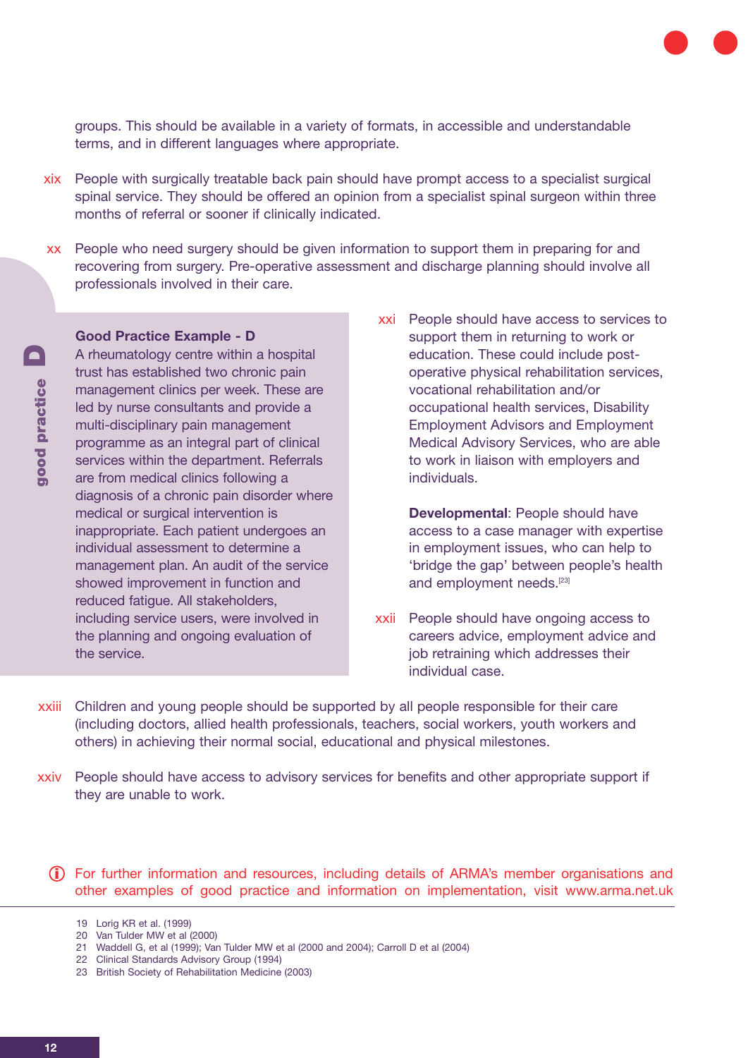groups. This should be available in a variety of formats, in accessible and understandable terms, and in different languages where appropriate.

xix People with surgically treatable back pain should have prompt access to a specialist surgical spinal service. They should be offered an opinion from a specialist spinal surgeon within three months of referral or sooner if clinically indicated.

xx People who need surgery should be given information to support them in preparing for and recovering from surgery. Pre-operative assessment and discharge planning should involve all professionals involved in their care.

**Good Practice Example - D**

A rheumatology centre within a hospital trust has established two chronic pain management clinics per week. These are led by nurse consultants and provide a multi-disciplinary pain management programme as an integral part of clinical services within the department. Referrals are from medical clinics following a diagnosis of a chronic pain disorder where medical or surgical intervention is inappropriate. Each patient undergoes an individual assessment to determine a management plan. An audit of the service showed improvement in function and reduced fatigue. All stakeholders, including service users, were involved in the planning and ongoing evaluation of the service.

xxi People should have access to services to support them in returning to work or education. These could include post-operative physical rehabilitation services, vocational rehabilitation and/or occupational health services, Disability Employment Advisors and Employment Medical Advisory Services, who are able to work in liaison with employers and individuals.

**Developmental**: People should have access to a case manager with expertise in employment issues, who can help to 'bridge the gap' between people's health and employment needs.[23]

xxii People should have ongoing access to careers advice, employment advice and job retraining which addresses their individual case.

xxiii Children and young people should be supported by all people responsible for their care (including doctors, allied health professionals, teachers, social workers, youth workers and others) in achieving their normal social, educational and physical milestones.

xxiv People should have access to advisory services for benefits and other appropriate support if they are unable to work.

For further information and resources, including details of ARMA's member organisations and other examples of good practice and information on implementation, visit www.arma.net.uk

19 Lorig KR et al. (1999)
20 Van Tulder MW et al (2000)
21 Waddell G, et al (1999); Van Tulder MW et al (2000 and 2004); Carroll D et al (2004)
22 Clinical Standards Advisory Group (1994)
23 British Society of Rehabilitation Medicine (2003)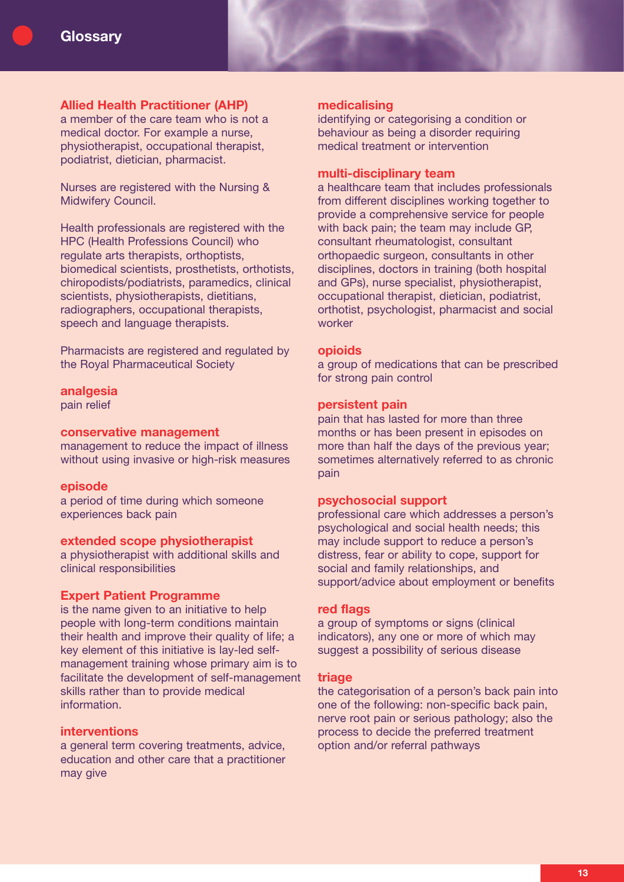# Glossary

**Allied Health Practitioner (AHP)**
a member of the care team who is not a medical doctor. For example a nurse, physiotherapist, occupational therapist, podiatrist, dietician, pharmacist.

Nurses are registered with the Nursing & Midwifery Council.

Health professionals are registered with the HPC (Health Professions Council) who regulate arts therapists, orthoptists, biomedical scientists, prosthetists, orthotists, chiropodists/podiatrists, paramedics, clinical scientists, physiotherapists, dietitians, radiographers, occupational therapists, speech and language therapists.

Pharmacists are registered and regulated by the Royal Pharmaceutical Society

**analgesia**
pain relief

**conservative management**
management to reduce the impact of illness without using invasive or high-risk measures

**episode**
a period of time during which someone experiences back pain

**extended scope physiotherapist**
a physiotherapist with additional skills and clinical responsibilities

**Expert Patient Programme**
is the name given to an initiative to help people with long-term conditions maintain their health and improve their quality of life; a key element of this initiative is lay-led self-management training whose primary aim is to facilitate the development of self-management skills rather than to provide medical information.

**interventions**
a general term covering treatments, advice, education and other care that a practitioner may give

**medicalising**
identifying or categorising a condition or behaviour as being a disorder requiring medical treatment or intervention

**multi-disciplinary team**
a healthcare team that includes professionals from different disciplines working together to provide a comprehensive service for people with back pain; the team may include GP, consultant rheumatologist, consultant orthopaedic surgeon, consultants in other disciplines, doctors in training (both hospital and GPs), nurse specialist, physiotherapist, occupational therapist, dietician, podiatrist, orthotist, psychologist, pharmacist and social worker

**opioids**
a group of medications that can be prescribed for strong pain control

**persistent pain**
pain that has lasted for more than three months or has been present in episodes on more than half the days of the previous year; sometimes alternatively referred to as chronic pain

**psychosocial support**
professional care which addresses a person's psychological and social health needs; this may include support to reduce a person's distress, fear or ability to cope, support for social and family relationships, and support/advice about employment or benefits

**red flags**
a group of symptoms or signs (clinical indicators), any one or more of which may suggest a possibility of serious disease

**triage**
the categorisation of a person's back pain into one of the following: non-specific back pain, nerve root pain or serious pathology; also the process to decide the preferred treatment option and/or referral pathways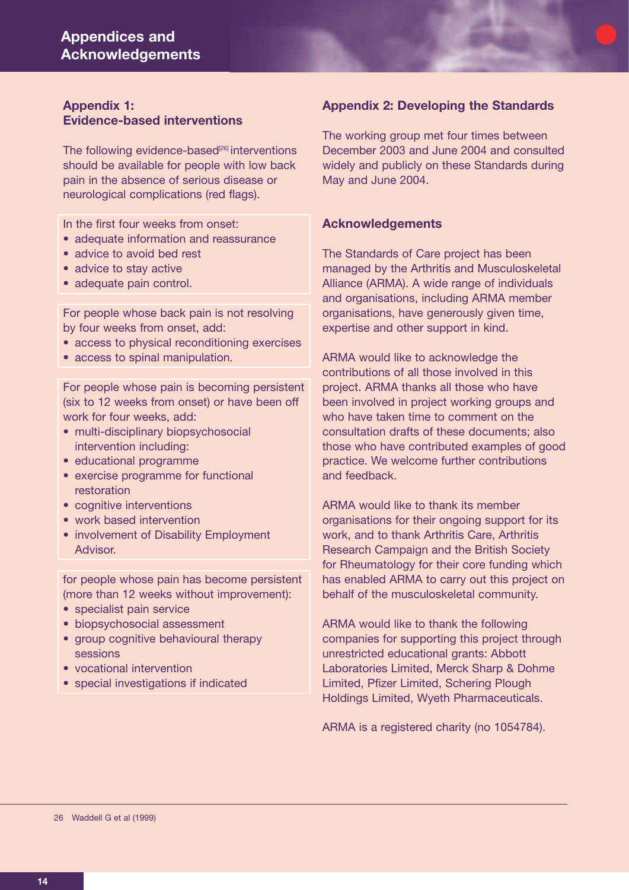# Appendices and Acknowledgements

## Appendix 1: Evidence-based interventions

The following evidence-based[26] interventions should be available for people with low back pain in the absence of serious disease or neurological complications (red flags).

In the first four weeks from onset:

- adequate information and reassurance
- advice to avoid bed rest
- advice to stay active
- adequate pain control.

For people whose back pain is not resolving by four weeks from onset, add:

- access to physical reconditioning exercises
- access to spinal manipulation.

For people whose pain is becoming persistent (six to 12 weeks from onset) or have been off work for four weeks, add:

- multi-disciplinary biopsychosocial intervention including:
- educational programme
- exercise programme for functional restoration
- cognitive interventions
- work based intervention
- involvement of Disability Employment Advisor.

for people whose pain has become persistent (more than 12 weeks without improvement):

- specialist pain service
- biopsychosocial assessment
- group cognitive behavioural therapy sessions
- vocational intervention
- special investigations if indicated

## Appendix 2: Developing the Standards

The working group met four times between December 2003 and June 2004 and consulted widely and publicly on these Standards during May and June 2004.

## Acknowledgements

The Standards of Care project has been managed by the Arthritis and Musculoskeletal Alliance (ARMA). A wide range of individuals and organisations, including ARMA member organisations, have generously given time, expertise and other support in kind.

ARMA would like to acknowledge the contributions of all those involved in this project. ARMA thanks all those who have been involved in project working groups and who have taken time to comment on the consultation drafts of these documents; also those who have contributed examples of good practice. We welcome further contributions and feedback.

ARMA would like to thank its member organisations for their ongoing support for its work, and to thank Arthritis Care, Arthritis Research Campaign and the British Society for Rheumatology for their core funding which has enabled ARMA to carry out this project on behalf of the musculoskeletal community.

ARMA would like to thank the following companies for supporting this project through unrestricted educational grants: Abbott Laboratories Limited, Merck Sharp & Dohme Limited, Pfizer Limited, Schering Plough Holdings Limited, Wyeth Pharmaceuticals.

ARMA is a registered charity (no 1054784).

---

26 Waddell G et al (1999)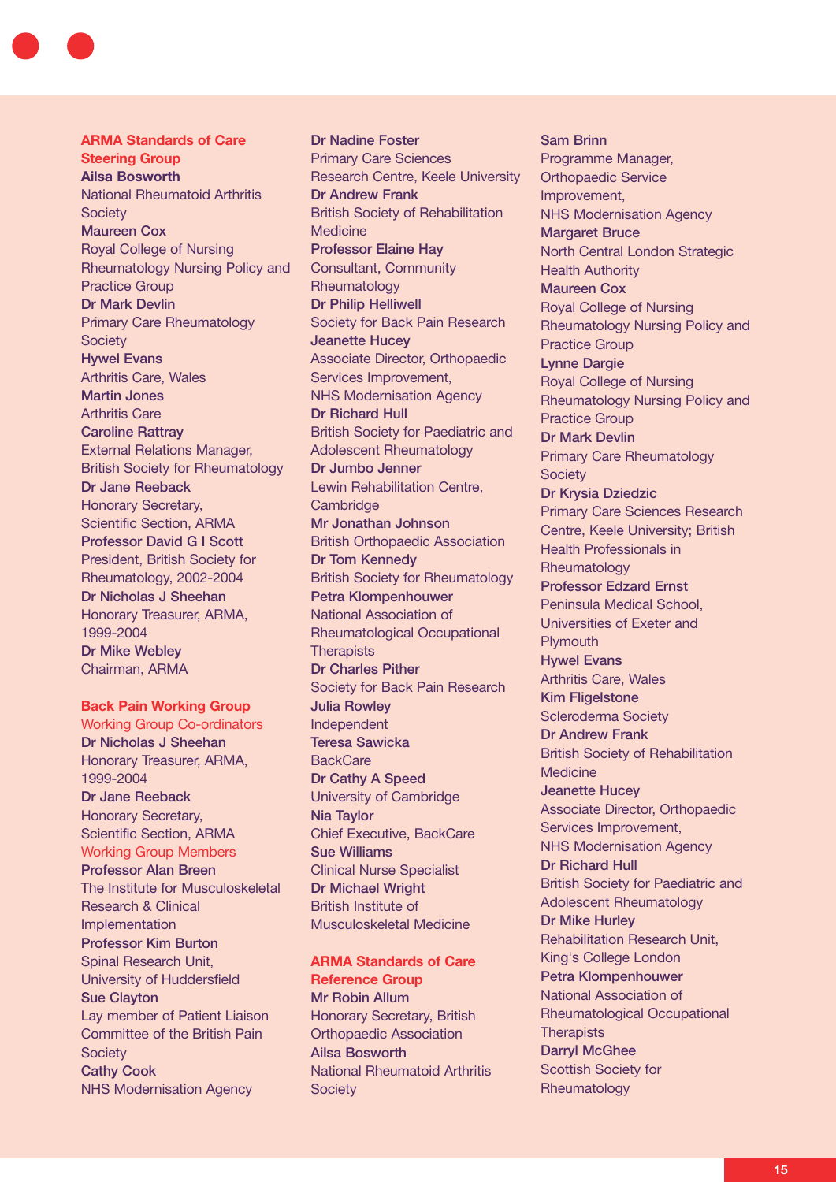## ARMA Standards of Care Steering Group

**Ailsa Bosworth**
National Rheumatoid Arthritis Society

**Maureen Cox**
Royal College of Nursing Rheumatology Nursing Policy and Practice Group

**Dr Mark Devlin**
Primary Care Rheumatology Society

**Hywel Evans**
Arthritis Care, Wales

**Martin Jones**
Arthritis Care

**Caroline Rattray**
External Relations Manager, British Society for Rheumatology

**Dr Jane Reeback**
Honorary Secretary, Scientific Section, ARMA

**Professor David G I Scott**
President, British Society for Rheumatology, 2002-2004

**Dr Nicholas J Sheehan**
Honorary Treasurer, ARMA, 1999-2004

**Dr Mike Webley**
Chairman, ARMA

## Back Pain Working Group

### Working Group Co-ordinators

**Dr Nicholas J Sheehan**
Honorary Treasurer, ARMA, 1999-2004

**Dr Jane Reeback**
Honorary Secretary, Scientific Section, ARMA

### Working Group Members

**Professor Alan Breen**
The Institute for Musculoskeletal Research & Clinical Implementation

**Professor Kim Burton**
Spinal Research Unit, University of Huddersfield

**Sue Clayton**
Lay member of Patient Liaison Committee of the British Pain Society

**Cathy Cook**
NHS Modernisation Agency

**Dr Nadine Foster**
Primary Care Sciences Research Centre, Keele University

**Dr Andrew Frank**
British Society of Rehabilitation Medicine

**Professor Elaine Hay**
Consultant, Community Rheumatology

**Dr Philip Helliwell**
Society for Back Pain Research

**Jeanette Hucey**
Associate Director, Orthopaedic Services Improvement, NHS Modernisation Agency

**Dr Richard Hull**
British Society for Paediatric and Adolescent Rheumatology

**Dr Jumbo Jenner**
Lewin Rehabilitation Centre, Cambridge

**Mr Jonathan Johnson**
British Orthopaedic Association

**Dr Tom Kennedy**
British Society for Rheumatology

**Petra Klompenhouwer**
National Association of Rheumatological Occupational Therapists

**Dr Charles Pither**
Society for Back Pain Research

**Julia Rowley**
Independent

**Teresa Sawicka**
BackCare

**Dr Cathy A Speed**
University of Cambridge

**Nia Taylor**
Chief Executive, BackCare

**Sue Williams**
Clinical Nurse Specialist

**Dr Michael Wright**
British Institute of Musculoskeletal Medicine

## ARMA Standards of Care Reference Group

**Mr Robin Allum**
Honorary Secretary, British Orthopaedic Association

**Ailsa Bosworth**
National Rheumatoid Arthritis Society

**Sam Brinn**
Programme Manager, Orthopaedic Service Improvement, NHS Modernisation Agency

**Margaret Bruce**
North Central London Strategic Health Authority

**Maureen Cox**
Royal College of Nursing Rheumatology Nursing Policy and Practice Group

**Lynne Dargie**
Royal College of Nursing Rheumatology Nursing Policy and Practice Group

**Dr Mark Devlin**
Primary Care Rheumatology Society

**Dr Krysia Dziedzic**
Primary Care Sciences Research Centre, Keele University; British Health Professionals in Rheumatology

**Professor Edzard Ernst**
Peninsula Medical School, Universities of Exeter and Plymouth

**Hywel Evans**
Arthritis Care, Wales

**Kim Fligelstone**
Scleroderma Society

**Dr Andrew Frank**
British Society of Rehabilitation Medicine

**Jeanette Hucey**
Associate Director, Orthopaedic Services Improvement, NHS Modernisation Agency

**Dr Richard Hull**
British Society for Paediatric and Adolescent Rheumatology

**Dr Mike Hurley**
Rehabilitation Research Unit, King's College London

**Petra Klompenhouwer**
National Association of Rheumatological Occupational Therapists

**Darryl McGhee**
Scottish Society for Rheumatology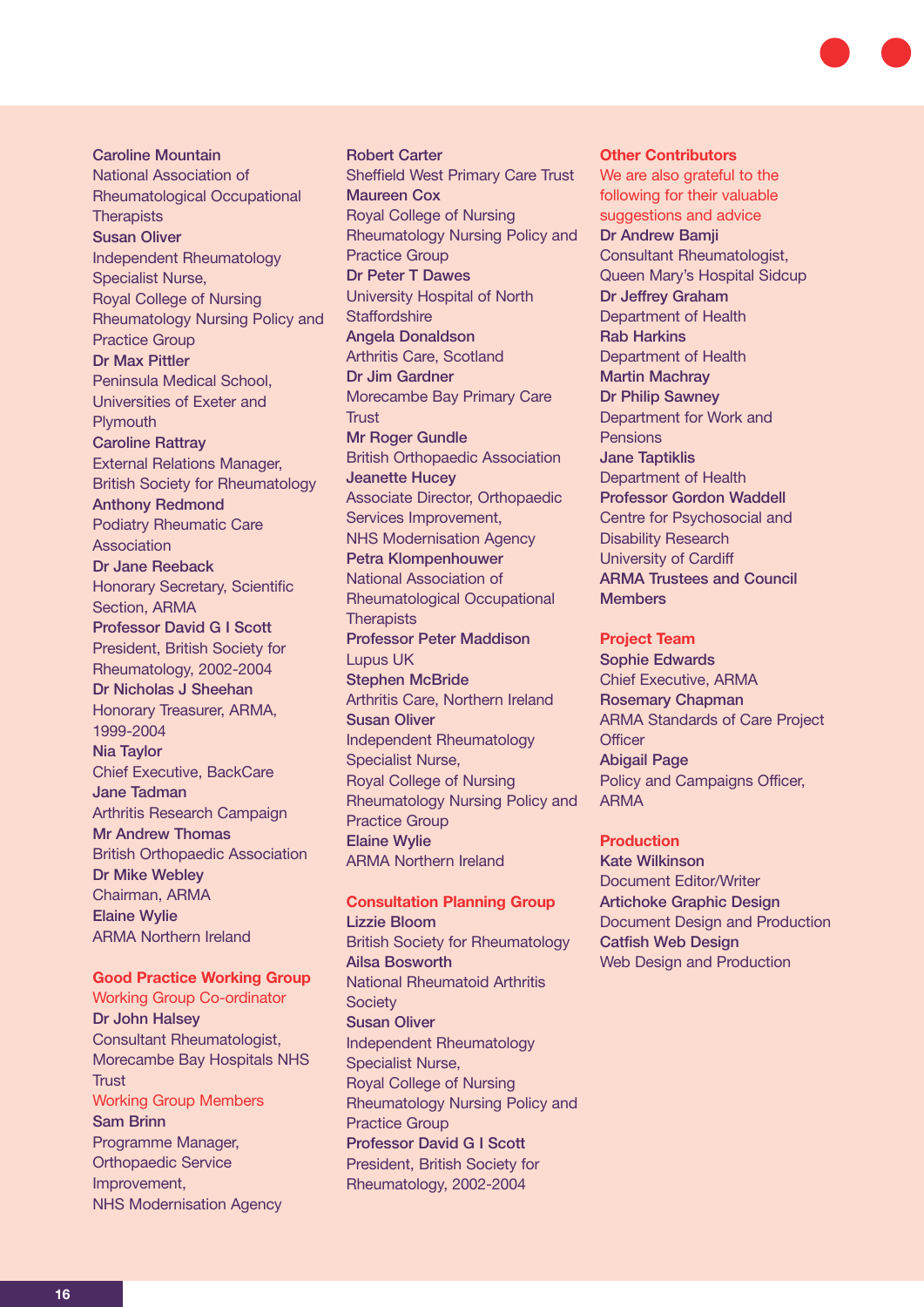**Caroline Mountain**
National Association of Rheumatological Occupational Therapists

**Susan Oliver**
Independent Rheumatology Specialist Nurse,
Royal College of Nursing Rheumatology Nursing Policy and Practice Group

**Dr Max Pittler**
Peninsula Medical School, Universities of Exeter and Plymouth

**Caroline Rattray**
External Relations Manager, British Society for Rheumatology

**Anthony Redmond**
Podiatry Rheumatic Care Association

**Dr Jane Reeback**
Honorary Secretary, Scientific Section, ARMA

**Professor David G I Scott**
President, British Society for Rheumatology, 2002-2004

**Dr Nicholas J Sheehan**
Honorary Treasurer, ARMA, 1999-2004

**Nia Taylor**
Chief Executive, BackCare

**Jane Tadman**
Arthritis Research Campaign

**Mr Andrew Thomas**
British Orthopaedic Association

**Dr Mike Webley**
Chairman, ARMA

**Elaine Wylie**
ARMA Northern Ireland

## Good Practice Working Group

### Working Group Co-ordinator

**Dr John Halsey**
Consultant Rheumatologist, Morecambe Bay Hospitals NHS Trust

### Working Group Members

**Sam Brinn**
Programme Manager, Orthopaedic Service Improvement,
NHS Modernisation Agency

**Robert Carter**
Sheffield West Primary Care Trust

**Maureen Cox**
Royal College of Nursing Rheumatology Nursing Policy and Practice Group

**Dr Peter T Dawes**
University Hospital of North Staffordshire

**Angela Donaldson**
Arthritis Care, Scotland

**Dr Jim Gardner**
Morecambe Bay Primary Care Trust

**Mr Roger Gundle**
British Orthopaedic Association

**Jeanette Hucey**
Associate Director, Orthopaedic Services Improvement,
NHS Modernisation Agency

**Petra Klompenhouwer**
National Association of Rheumatological Occupational Therapists

**Professor Peter Maddison**
Lupus UK

**Stephen McBride**
Arthritis Care, Northern Ireland

**Susan Oliver**
Independent Rheumatology Specialist Nurse,
Royal College of Nursing Rheumatology Nursing Policy and Practice Group

**Elaine Wylie**
ARMA Northern Ireland

## Consultation Planning Group

**Lizzie Bloom**
British Society for Rheumatology

**Ailsa Bosworth**
National Rheumatoid Arthritis Society

**Susan Oliver**
Independent Rheumatology Specialist Nurse,
Royal College of Nursing Rheumatology Nursing Policy and Practice Group

**Professor David G I Scott**
President, British Society for Rheumatology, 2002-2004

## Other Contributors

We are also grateful to the following for their valuable suggestions and advice

**Dr Andrew Bamji**
Consultant Rheumatologist, Queen Mary's Hospital Sidcup

**Dr Jeffrey Graham**
Department of Health

**Rab Harkins**
Department of Health

**Martin Machray**

**Dr Philip Sawney**
Department for Work and Pensions

**Jane Taptiklis**
Department of Health

**Professor Gordon Waddell**
Centre for Psychosocial and Disability Research
University of Cardiff

**ARMA Trustees and Council Members**

## Project Team

**Sophie Edwards**
Chief Executive, ARMA

**Rosemary Chapman**
ARMA Standards of Care Project Officer

**Abigail Page**
Policy and Campaigns Officer, ARMA

## Production

**Kate Wilkinson**
Document Editor/Writer

**Artichoke Graphic Design**
Document Design and Production

**Catfish Web Design**
Web Design and Production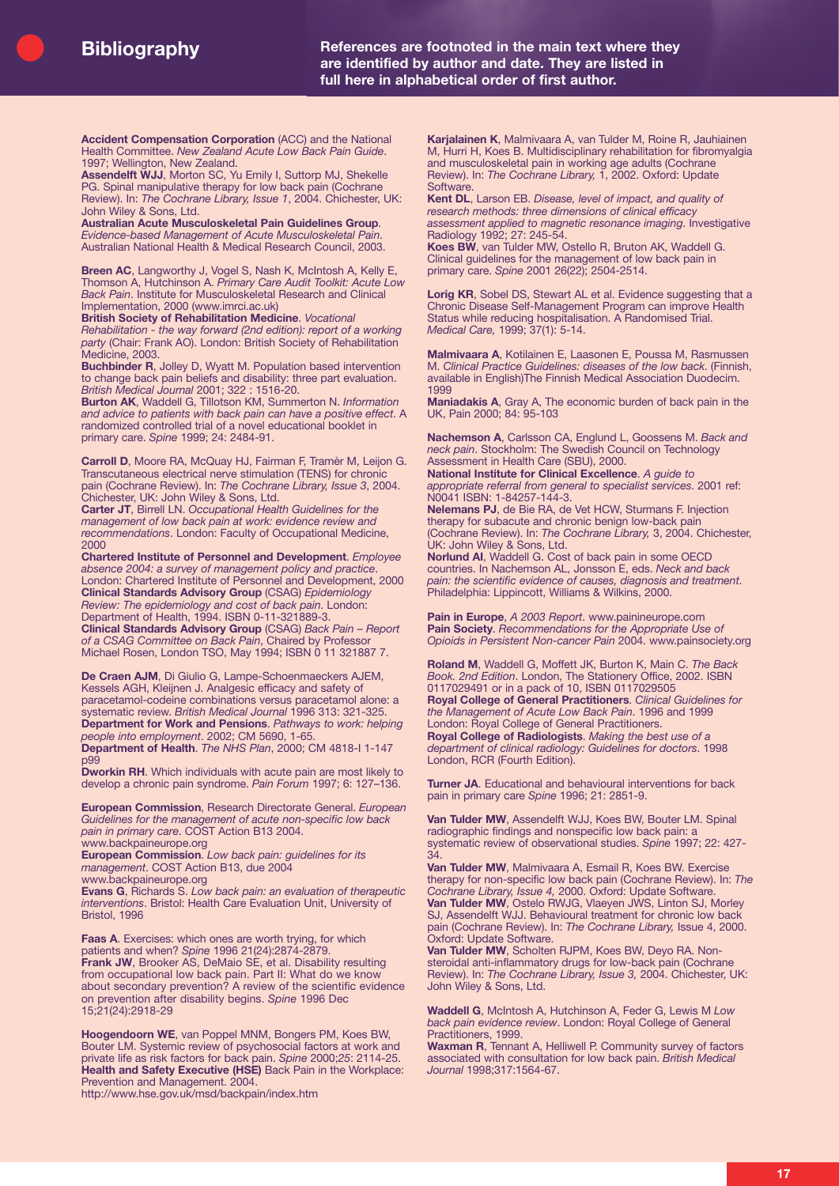## Bibliography

**References are footnoted in the main text where they are identified by author and date. They are listed in full here in alphabetical order of first author.**

**Accident Compensation Corporation** (ACC) and the National Health Committee. *New Zealand Acute Low Back Pain Guide*. 1997; Wellington, New Zealand.

**Assendelft WJJ**, Morton SC, Yu Emily I, Suttorp MJ, Shekelle PG. Spinal manipulative therapy for low back pain (Cochrane Review). In: *The Cochrane Library, Issue 1*, 2004. Chichester, UK: John Wiley & Sons, Ltd.

**Australian Acute Musculoskeletal Pain Guidelines Group**. *Evidence-based Management of Acute Musculoskeletal Pain*. Australian National Health & Medical Research Council, 2003.

**Breen AC**, Langworthy J, Vogel S, Nash K, McIntosh A, Kelly E, Thomson A, Hutchinson A. *Primary Care Audit Toolkit: Acute Low Back Pain*. Institute for Musculoskeletal Research and Clinical Implementation, 2000 (www.imrci.ac.uk)

**British Society of Rehabilitation Medicine**. *Vocational Rehabilitation - the way forward (2nd edition): report of a working party* (Chair: Frank AO). London: British Society of Rehabilitation Medicine, 2003.

**Buchbinder R**, Jolley D, Wyatt M. Population based intervention to change back pain beliefs and disability: three part evaluation. *British Medical Journal* 2001; 322 : 1516-20.

**Burton AK**, Waddell G, Tillotson KM, Summerton N. *Information and advice to patients with back pain can have a positive effect*. A randomized controlled trial of a novel educational booklet in primary care. *Spine* 1999; 24: 2484-91.

**Carroll D**, Moore RA, McQuay HJ, Fairman F, Tramèr M, Leijon G. Transcutaneous electrical nerve stimulation (TENS) for chronic pain (Cochrane Review). In: *The Cochrane Library, Issue 3*, 2004. Chichester, UK: John Wiley & Sons, Ltd.

**Carter JT**, Birrell LN. *Occupational Health Guidelines for the management of low back pain at work: evidence review and recommendations*. London: Faculty of Occupational Medicine, 2000

**Chartered Institute of Personnel and Development**. *Employee absence 2004: a survey of management policy and practice*. London: Chartered Institute of Personnel and Development, 2000

**Clinical Standards Advisory Group** (CSAG) *Epidemiology Review: The epidemiology and cost of back pain*. London: Department of Health, 1994. ISBN 0-11-321889-3.

**Clinical Standards Advisory Group** (CSAG) *Back Pain – Report of a CSAG Committee on Back Pain*, Chaired by Professor Michael Rosen, London TSO, May 1994; ISBN 0 11 321887 7.

**De Craen AJM**, Di Giulio G, Lampe-Schoenmaeckers AJEM, Kessels AGH, Kleijnen J. Analgesic efficacy and safety of paracetamol-codeine combinations versus paracetamol alone: a systematic review. *British Medical Journal* 1996 313: 321-325.

**Department for Work and Pensions**. *Pathways to work: helping people into employment*. 2002; CM 5690, 1-65.

**Department of Health**. *The NHS Plan*, 2000; CM 4818-I 1-147 p99

**Dworkin RH**. Which individuals with acute pain are most likely to develop a chronic pain syndrome. *Pain Forum* 1997; 6: 127–136.

**European Commission**, Research Directorate General. *European Guidelines for the management of acute non-specific low back pain in primary care*. COST Action B13 2004. www.backpaineurope.org

**European Commission**. *Low back pain: guidelines for its management*. COST Action B13, due 2004 www.backpaineurope.org

**Evans G**, Richards S. *Low back pain: an evaluation of therapeutic interventions*. Bristol: Health Care Evaluation Unit, University of Bristol, 1996

**Faas A**. Exercises: which ones are worth trying, for which patients and when? *Spine* 1996 21(24):2874-2879.

**Frank JW**, Brooker AS, DeMaio SE, et al. Disability resulting from occupational low back pain. Part II: What do we know about secondary prevention? A review of the scientific evidence on prevention after disability begins. *Spine* 1996 Dec 15;21(24):2918-29

**Hoogendoorn WE**, van Poppel MNM, Bongers PM, Koes BW, Bouter LM. Systemic review of psychosocial factors at work and private life as risk factors for back pain. *Spine* 2000;*25*: 2114-25.

**Health and Safety Executive (HSE)** Back Pain in the Workplace: Prevention and Management. 2004. http://www.hse.gov.uk/msd/backpain/index.htm

**Karjalainen K**, Malmivaara A, van Tulder M, Roine R, Jauhiainen M, Hurri H, Koes B. Multidisciplinary rehabilitation for fibromyalgia and musculoskeletal pain in working age adults (Cochrane Review). In: *The Cochrane Library,* 1, 2002. Oxford: Update Software.

**Kent DL**, Larson EB. *Disease, level of impact, and quality of research methods: three dimensions of clinical efficacy assessment applied to magnetic resonance imaging*. Investigative Radiology 1992; 27: 245-54.

**Koes BW**, van Tulder MW, Ostello R, Bruton AK, Waddell G. Clinical guidelines for the management of low back pain in primary care. *Spine* 2001 26(22); 2504-2514.

**Lorig KR**, Sobel DS, Stewart AL et al. Evidence suggesting that a Chronic Disease Self-Management Program can improve Health Status while reducing hospitalisation. A Randomised Trial. *Medical Care,* 1999; 37(1): 5-14.

**Malmivaara A**, Kotilainen E, Laasonen E, Poussa M, Rasmussen M. *Clinical Practice Guidelines: diseases of the low back*. (Finnish, available in English)The Finnish Medical Association Duodecim. 1999

**Maniadakis A**, Gray A, The economic burden of back pain in the UK, Pain 2000; 84: 95-103

**Nachemson A**, Carlsson CA, Englund L, Goossens M. *Back and neck pain*. Stockholm: The Swedish Council on Technology Assessment in Health Care (SBU), 2000.

**National Institute for Clinical Excellence**. *A guide to appropriate referral from general to specialist services*. 2001 ref: N0041 ISBN: 1-84257-144-3.

**Nelemans PJ**, de Bie RA, de Vet HCW, Sturmans F. Injection therapy for subacute and chronic benign low-back pain (Cochrane Review). In: *The Cochrane Library,* 3, 2004. Chichester, UK: John Wiley & Sons, Ltd.

**Norlund AI**, Waddell G. Cost of back pain in some OECD countries. In Nachemson AL, Jonsson E, eds. *Neck and back pain: the scientific evidence of causes, diagnosis and treatment*. Philadelphia: Lippincott, Williams & Wilkins, 2000.

**Pain in Europe**, *A 2003 Report*. www.painineurope.com

**Pain Society**. *Recommendations for the Appropriate Use of Opioids in Persistent Non-cancer Pain* 2004. www.painsociety.org

**Roland M**, Waddell G, Moffett JK, Burton K, Main C. *The Back Book. 2nd Edition*. London, The Stationery Office, 2002. ISBN 0117029491 or in a pack of 10, ISBN 0117029505

**Royal College of General Practitioners**. *Clinical Guidelines for the Management of Acute Low Back Pain*. 1996 and 1999 London: Royal College of General Practitioners.

**Royal College of Radiologists**. *Making the best use of a department of clinical radiology: Guidelines for doctors*. 1998 London, RCR (Fourth Edition).

**Turner JA**. Educational and behavioural interventions for back pain in primary care *Spine* 1996; 21: 2851-9.

**Van Tulder MW**, Assendelft WJJ, Koes BW, Bouter LM. Spinal radiographic findings and nonspecific low back pain: a systematic review of observational studies. *Spine* 1997; 22: 427-34.

**Van Tulder MW**, Malmivaara A, Esmail R, Koes BW. Exercise therapy for non-specific low back pain (Cochrane Review). In: *The Cochrane Library, Issue 4,* 2000. Oxford: Update Software.

**Van Tulder MW**, Ostelo RWJG, Vlaeyen JWS, Linton SJ, Morley SJ, Assendelft WJJ. Behavioural treatment for chronic low back pain (Cochrane Review). In: *The Cochrane Library,* Issue 4, 2000. Oxford: Update Software.

**Van Tulder MW**, Scholten RJPM, Koes BW, Deyo RA. Non-steroidal anti-inflammatory drugs for low-back pain (Cochrane Review). In: *The Cochrane Library, Issue 3,* 2004. Chichester, UK: John Wiley & Sons, Ltd.

**Waddell G**, McIntosh A, Hutchinson A, Feder G, Lewis M *Low back pain evidence review*. London: Royal College of General Practitioners, 1999.

**Waxman R**, Tennant A, Helliwell P. Community survey of factors associated with consultation for low back pain. *British Medical Journal* 1998;317:1564-67.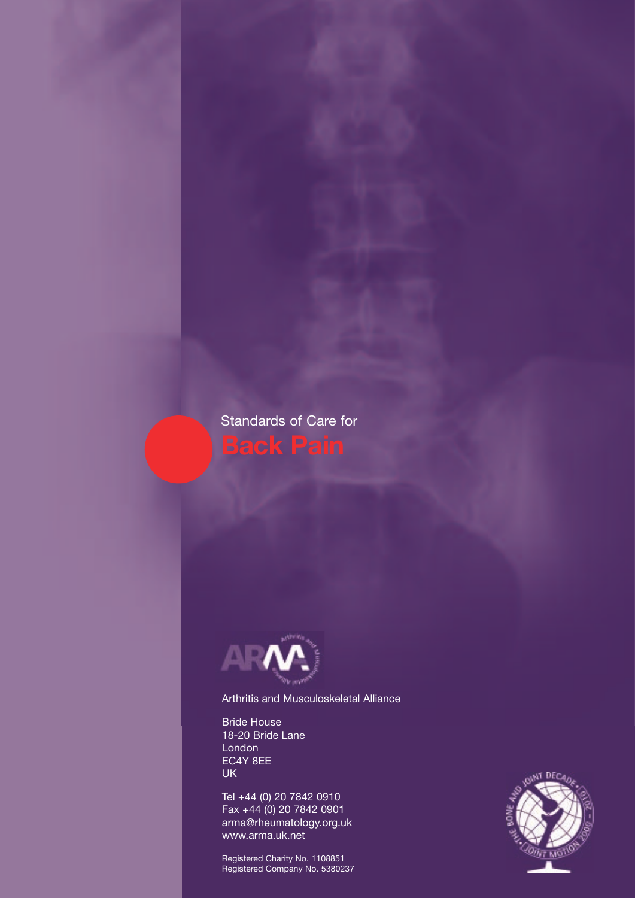Standards of Care for

# Back Pain

Arthritis and Musculoskeletal Alliance

Bride House
18-20 Bride Lane
London
EC4Y 8EE
UK

Tel +44 (0) 20 7842 0910
Fax +44 (0) 20 7842 0901
arma@rheumatology.org.uk
www.arma.uk.net

Registered Charity No. 1108851
Registered Company No. 5380237